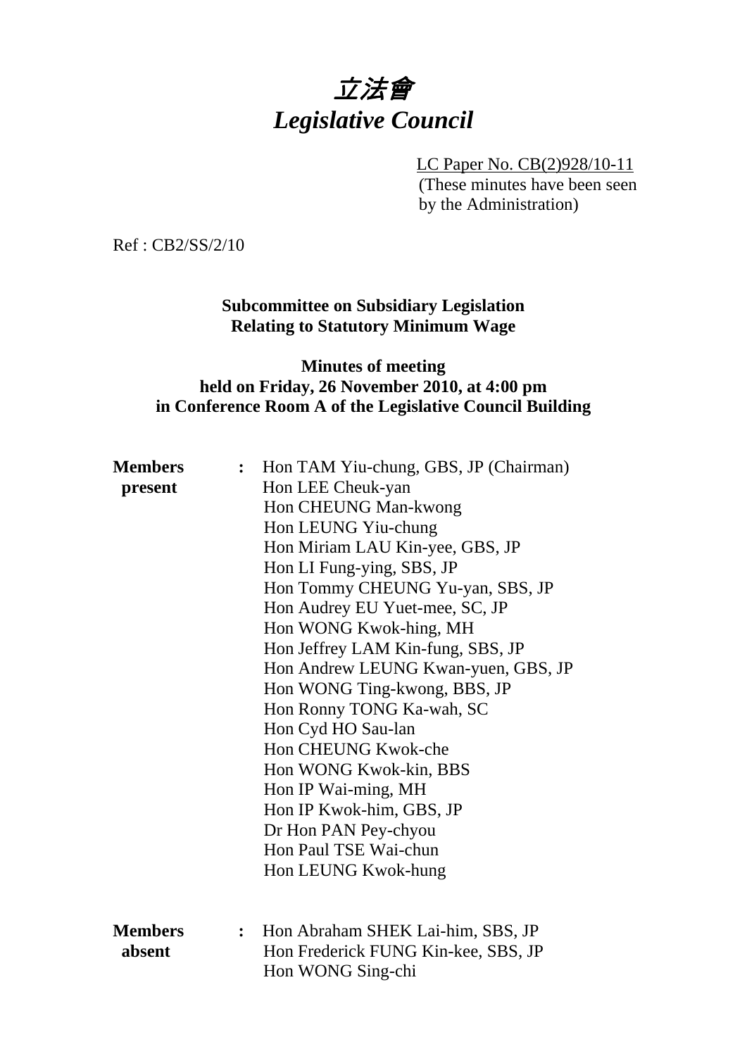# *立法會*
# *Legislative Council*

LC Paper No. CB(2)928/10-11
(These minutes have been seen by the Administration)

Ref : CB2/SS/2/10

**Subcommittee on Subsidiary Legislation Relating to Statutory Minimum Wage**

**Minutes of meeting held on Friday, 26 November 2010, at 4:00 pm in Conference Room A of the Legislative Council Building**

**Members present** :
Hon TAM Yiu-chung, GBS, JP (Chairman)
Hon LEE Cheuk-yan
Hon CHEUNG Man-kwong
Hon LEUNG Yiu-chung
Hon Miriam LAU Kin-yee, GBS, JP
Hon LI Fung-ying, SBS, JP
Hon Tommy CHEUNG Yu-yan, SBS, JP
Hon Audrey EU Yuet-mee, SC, JP
Hon WONG Kwok-hing, MH
Hon Jeffrey LAM Kin-fung, SBS, JP
Hon Andrew LEUNG Kwan-yuen, GBS, JP
Hon WONG Ting-kwong, BBS, JP
Hon Ronny TONG Ka-wah, SC
Hon Cyd HO Sau-lan
Hon CHEUNG Kwok-che
Hon WONG Kwok-kin, BBS
Hon IP Wai-ming, MH
Hon IP Kwok-him, GBS, JP
Dr Hon PAN Pey-chyou
Hon Paul TSE Wai-chun
Hon LEUNG Kwok-hung

**Members absent** :
Hon Abraham SHEK Lai-him, SBS, JP
Hon Frederick FUNG Kin-kee, SBS, JP
Hon WONG Sing-chi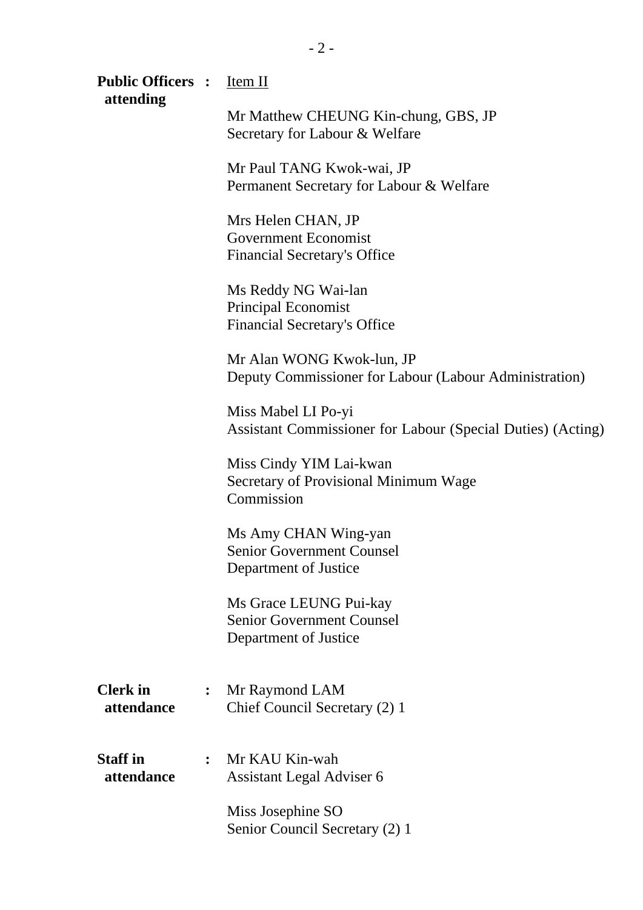**Public Officers attending** : <u>Item II</u>

Mr Matthew CHEUNG Kin-chung, GBS, JP
Secretary for Labour & Welfare

Mr Paul TANG Kwok-wai, JP
Permanent Secretary for Labour & Welfare

Mrs Helen CHAN, JP
Government Economist
Financial Secretary's Office

Ms Reddy NG Wai-lan
Principal Economist
Financial Secretary's Office

Mr Alan WONG Kwok-lun, JP
Deputy Commissioner for Labour (Labour Administration)

Miss Mabel LI Po-yi
Assistant Commissioner for Labour (Special Duties) (Acting)

Miss Cindy YIM Lai-kwan
Secretary of Provisional Minimum Wage Commission

Ms Amy CHAN Wing-yan
Senior Government Counsel
Department of Justice

Ms Grace LEUNG Pui-kay
Senior Government Counsel
Department of Justice

**Clerk in attendance** : Mr Raymond LAM
Chief Council Secretary (2) 1

**Staff in attendance** : Mr KAU Kin-wah
Assistant Legal Adviser 6

Miss Josephine SO
Senior Council Secretary (2) 1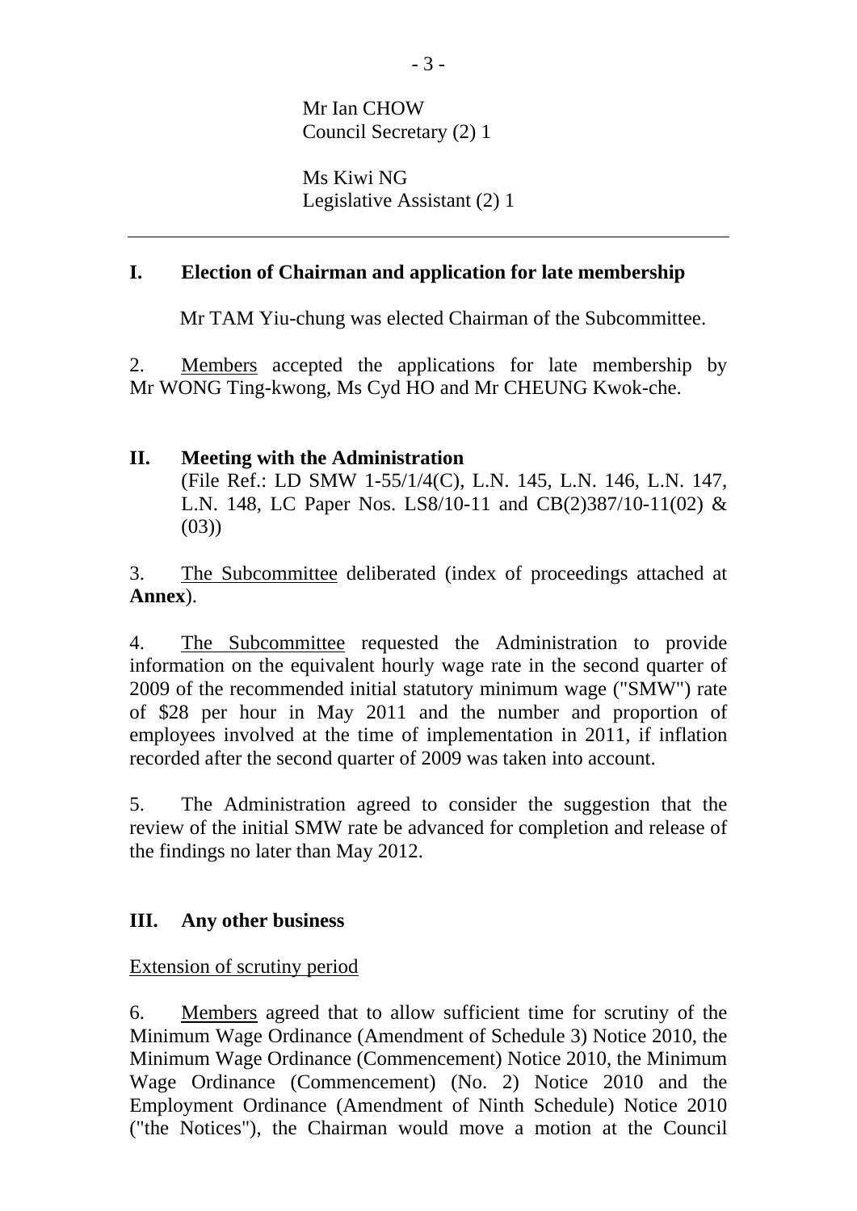Mr Ian CHOW
Council Secretary (2) 1

Ms Kiwi NG
Legislative Assistant (2) 1

---

## I. Election of Chairman and application for late membership

Mr TAM Yiu-chung was elected Chairman of the Subcommittee.

2. Members accepted the applications for late membership by Mr WONG Ting-kwong, Ms Cyd HO and Mr CHEUNG Kwok-che.

## II. Meeting with the Administration

(File Ref.: LD SMW 1-55/1/4(C), L.N. 145, L.N. 146, L.N. 147, L.N. 148, LC Paper Nos. LS8/10-11 and CB(2)387/10-11(02) & (03))

3. The Subcommittee deliberated (index of proceedings attached at **Annex**).

4. The Subcommittee requested the Administration to provide information on the equivalent hourly wage rate in the second quarter of 2009 of the recommended initial statutory minimum wage ("SMW") rate of $28 per hour in May 2011 and the number and proportion of employees involved at the time of implementation in 2011, if inflation recorded after the second quarter of 2009 was taken into account.

5. The Administration agreed to consider the suggestion that the review of the initial SMW rate be advanced for completion and release of the findings no later than May 2012.

## III. Any other business

Extension of scrutiny period

6. Members agreed that to allow sufficient time for scrutiny of the Minimum Wage Ordinance (Amendment of Schedule 3) Notice 2010, the Minimum Wage Ordinance (Commencement) Notice 2010, the Minimum Wage Ordinance (Commencement) (No. 2) Notice 2010 and the Employment Ordinance (Amendment of Ninth Schedule) Notice 2010 ("the Notices"), the Chairman would move a motion at the Council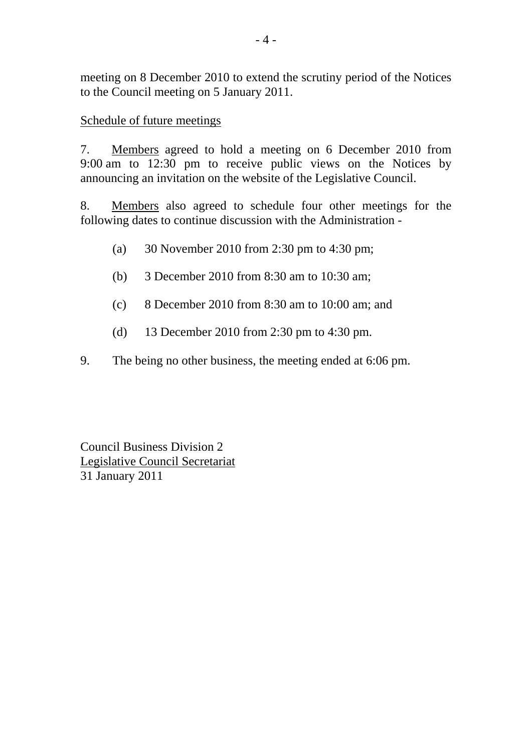meeting on 8 December 2010 to extend the scrutiny period of the Notices to the Council meeting on 5 January 2011.

Schedule of future meetings

7. Members agreed to hold a meeting on 6 December 2010 from 9:00 am to 12:30 pm to receive public views on the Notices by announcing an invitation on the website of the Legislative Council.

8. Members also agreed to schedule four other meetings for the following dates to continue discussion with the Administration -

(a) 30 November 2010 from 2:30 pm to 4:30 pm;

(b) 3 December 2010 from 8:30 am to 10:30 am;

(c) 8 December 2010 from 8:30 am to 10:00 am; and

(d) 13 December 2010 from 2:30 pm to 4:30 pm.

9. The being no other business, the meeting ended at 6:06 pm.

Council Business Division 2
Legislative Council Secretariat
31 January 2011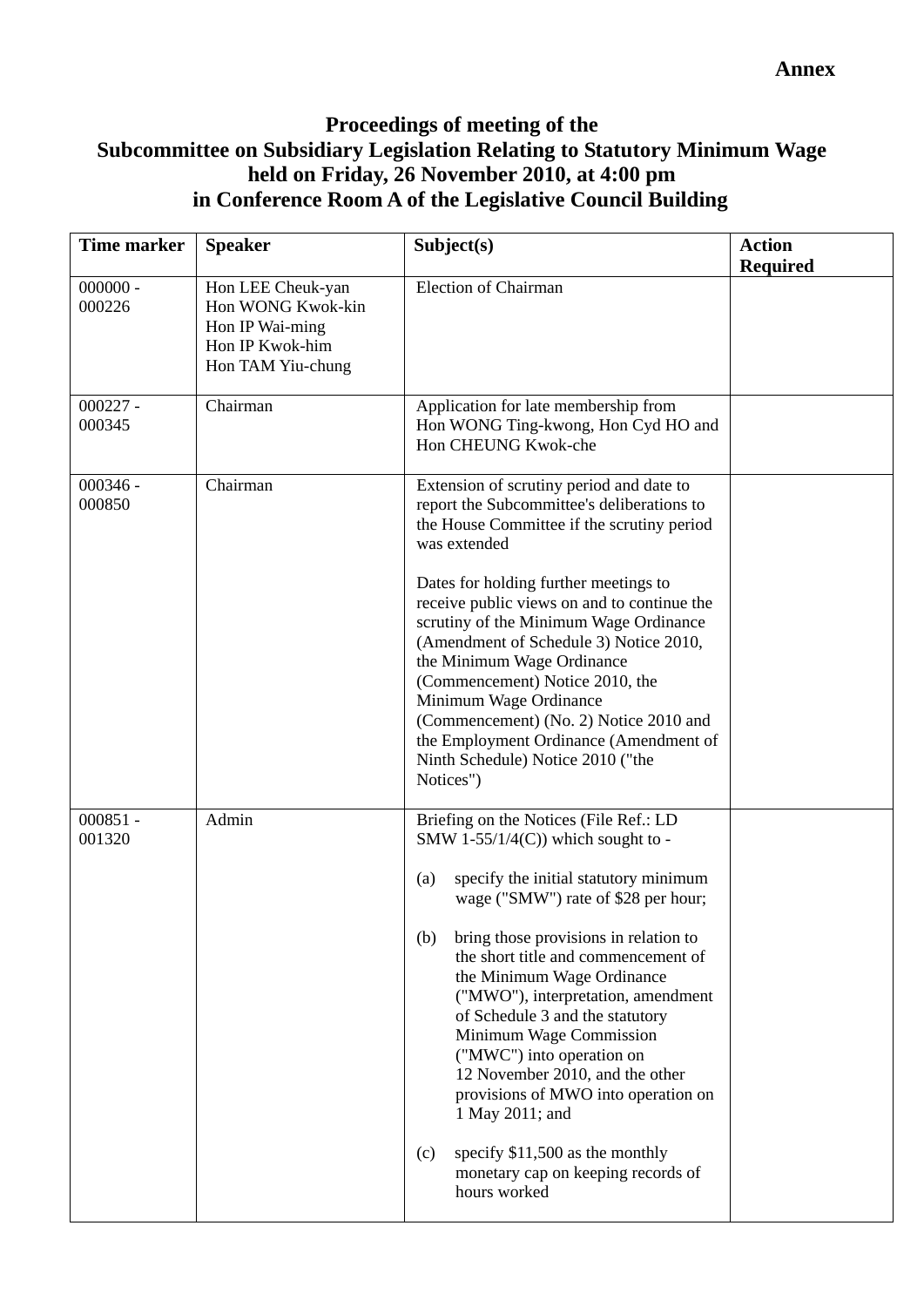**Annex**

# Proceedings of meeting of the Subcommittee on Subsidiary Legislation Relating to Statutory Minimum Wage held on Friday, 26 November 2010, at 4:00 pm in Conference Room A of the Legislative Council Building

| Time marker | Speaker | Subject(s) | Action Required |
|---|---|---|---|
| 000000 - 000226 | Hon LEE Cheuk-yan<br>Hon WONG Kwok-kin<br>Hon IP Wai-ming<br>Hon IP Kwok-him<br>Hon TAM Yiu-chung | Election of Chairman | |
| 000227 - 000345 | Chairman | Application for late membership from Hon WONG Ting-kwong, Hon Cyd HO and Hon CHEUNG Kwok-che | |
| 000346 - 000850 | Chairman | Extension of scrutiny period and date to report the Subcommittee's deliberations to the House Committee if the scrutiny period was extended<br><br>Dates for holding further meetings to receive public views on and to continue the scrutiny of the Minimum Wage Ordinance (Amendment of Schedule 3) Notice 2010, the Minimum Wage Ordinance (Commencement) Notice 2010, the Minimum Wage Ordinance (Commencement) (No. 2) Notice 2010 and the Employment Ordinance (Amendment of Ninth Schedule) Notice 2010 ("the Notices") | |
| 000851 - 001320 | Admin | Briefing on the Notices (File Ref.: LD SMW 1-55/1/4(C)) which sought to -<br><br>(a) specify the initial statutory minimum wage ("SMW") rate of $28 per hour;<br><br>(b) bring those provisions in relation to the short title and commencement of the Minimum Wage Ordinance ("MWO"), interpretation, amendment of Schedule 3 and the statutory Minimum Wage Commission ("MWC") into operation on 12 November 2010, and the other provisions of MWO into operation on 1 May 2011; and<br><br>(c) specify $11,500 as the monthly monetary cap on keeping records of hours worked | |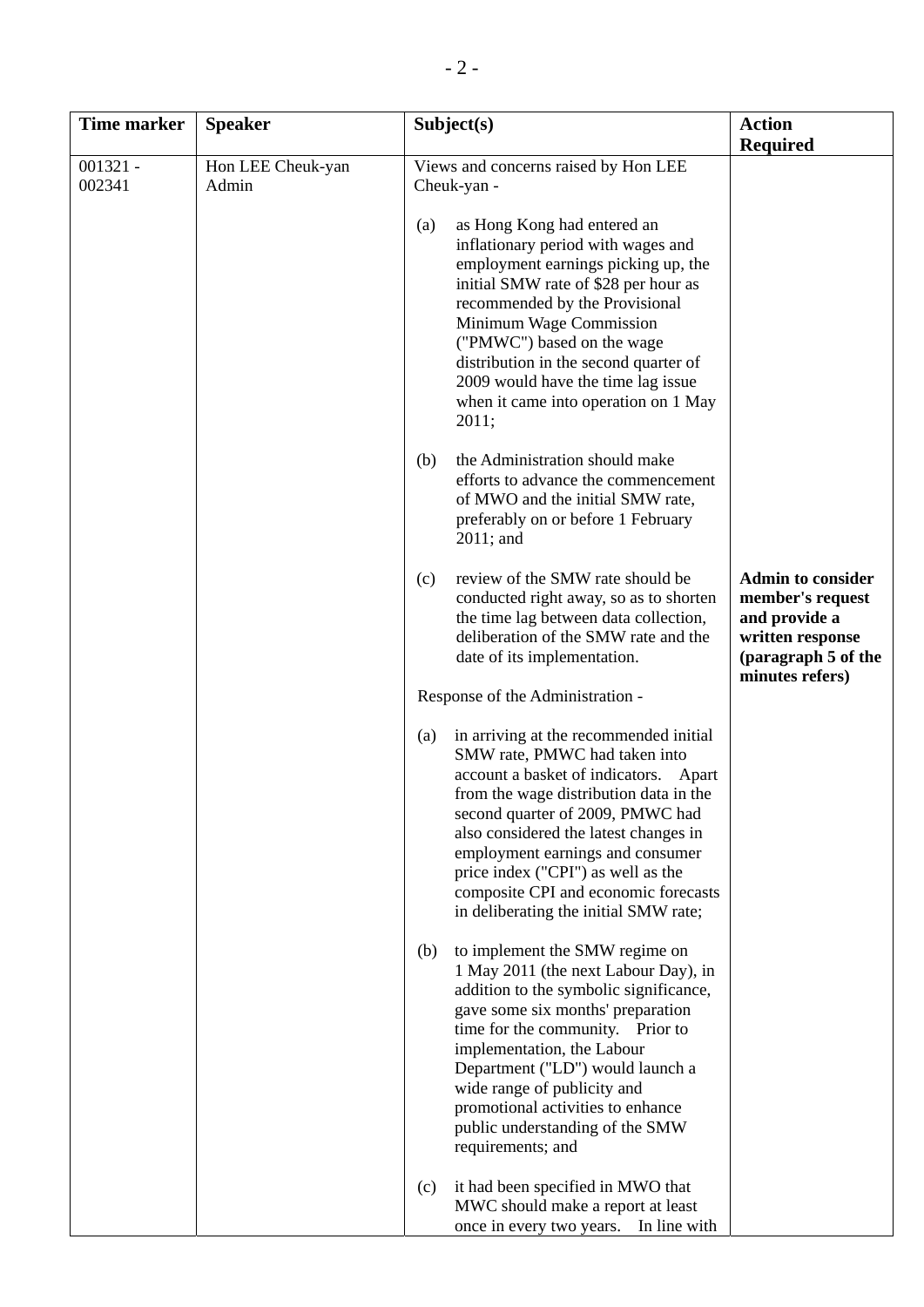| Time marker | Speaker | Subject(s) | Action Required |
|---|---|---|---|
| 001321 - 002341 | Hon LEE Cheuk-yan<br>Admin | Views and concerns raised by Hon LEE Cheuk-yan -<br><br>(a) as Hong Kong had entered an inflationary period with wages and employment earnings picking up, the initial SMW rate of $28 per hour as recommended by the Provisional Minimum Wage Commission ("PMWC") based on the wage distribution in the second quarter of 2009 would have the time lag issue when it came into operation on 1 May 2011;<br><br>(b) the Administration should make efforts to advance the commencement of MWO and the initial SMW rate, preferably on or before 1 February 2011; and<br><br>(c) review of the SMW rate should be conducted right away, so as to shorten the time lag between data collection, deliberation of the SMW rate and the date of its implementation.<br><br>Response of the Administration -<br><br>(a) in arriving at the recommended initial SMW rate, PMWC had taken into account a basket of indicators. Apart from the wage distribution data in the second quarter of 2009, PMWC had also considered the latest changes in employment earnings and consumer price index ("CPI") as well as the composite CPI and economic forecasts in deliberating the initial SMW rate;<br><br>(b) to implement the SMW regime on 1 May 2011 (the next Labour Day), in addition to the symbolic significance, gave some six months' preparation time for the community. Prior to implementation, the Labour Department ("LD") would launch a wide range of publicity and promotional activities to enhance public understanding of the SMW requirements; and<br><br>(c) it had been specified in MWO that MWC should make a report at least once in every two years. In line with | **Admin to consider member's request and provide a written response (paragraph 5 of the minutes refers)** |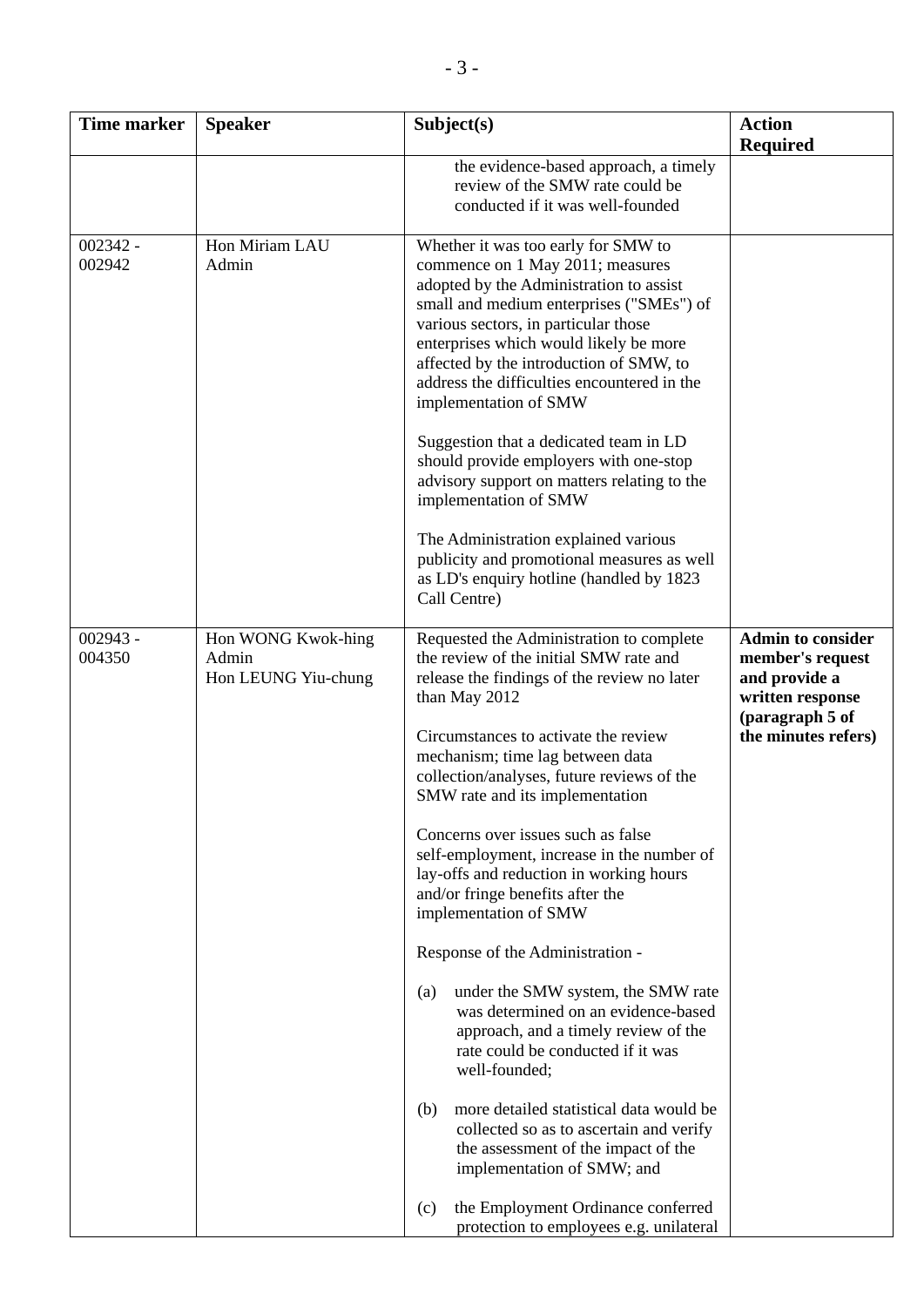| Time marker | Speaker | Subject(s) | Action Required |
|---|---|---|---|
| | | the evidence-based approach, a timely review of the SMW rate could be conducted if it was well-founded | |
| 002342 - 002942 | Hon Miriam LAU<br>Admin | Whether it was too early for SMW to commence on 1 May 2011; measures adopted by the Administration to assist small and medium enterprises ("SMEs") of various sectors, in particular those enterprises which would likely be more affected by the introduction of SMW, to address the difficulties encountered in the implementation of SMW<br><br>Suggestion that a dedicated team in LD should provide employers with one-stop advisory support on matters relating to the implementation of SMW<br><br>The Administration explained various publicity and promotional measures as well as LD's enquiry hotline (handled by 1823 Call Centre) | |
| 002943 - 004350 | Hon WONG Kwok-hing<br>Admin<br>Hon LEUNG Yiu-chung | Requested the Administration to complete the review of the initial SMW rate and release the findings of the review no later than May 2012<br><br>Circumstances to activate the review mechanism; time lag between data collection/analyses, future reviews of the SMW rate and its implementation<br><br>Concerns over issues such as false self-employment, increase in the number of lay-offs and reduction in working hours and/or fringe benefits after the implementation of SMW<br><br>Response of the Administration -<br><br>(a) under the SMW system, the SMW rate was determined on an evidence-based approach, and a timely review of the rate could be conducted if it was well-founded;<br><br>(b) more detailed statistical data would be collected so as to ascertain and verify the assessment of the impact of the implementation of SMW; and<br><br>(c) the Employment Ordinance conferred protection to employees e.g. unilateral | **Admin to consider member's request and provide a written response (paragraph 5 of the minutes refers)** |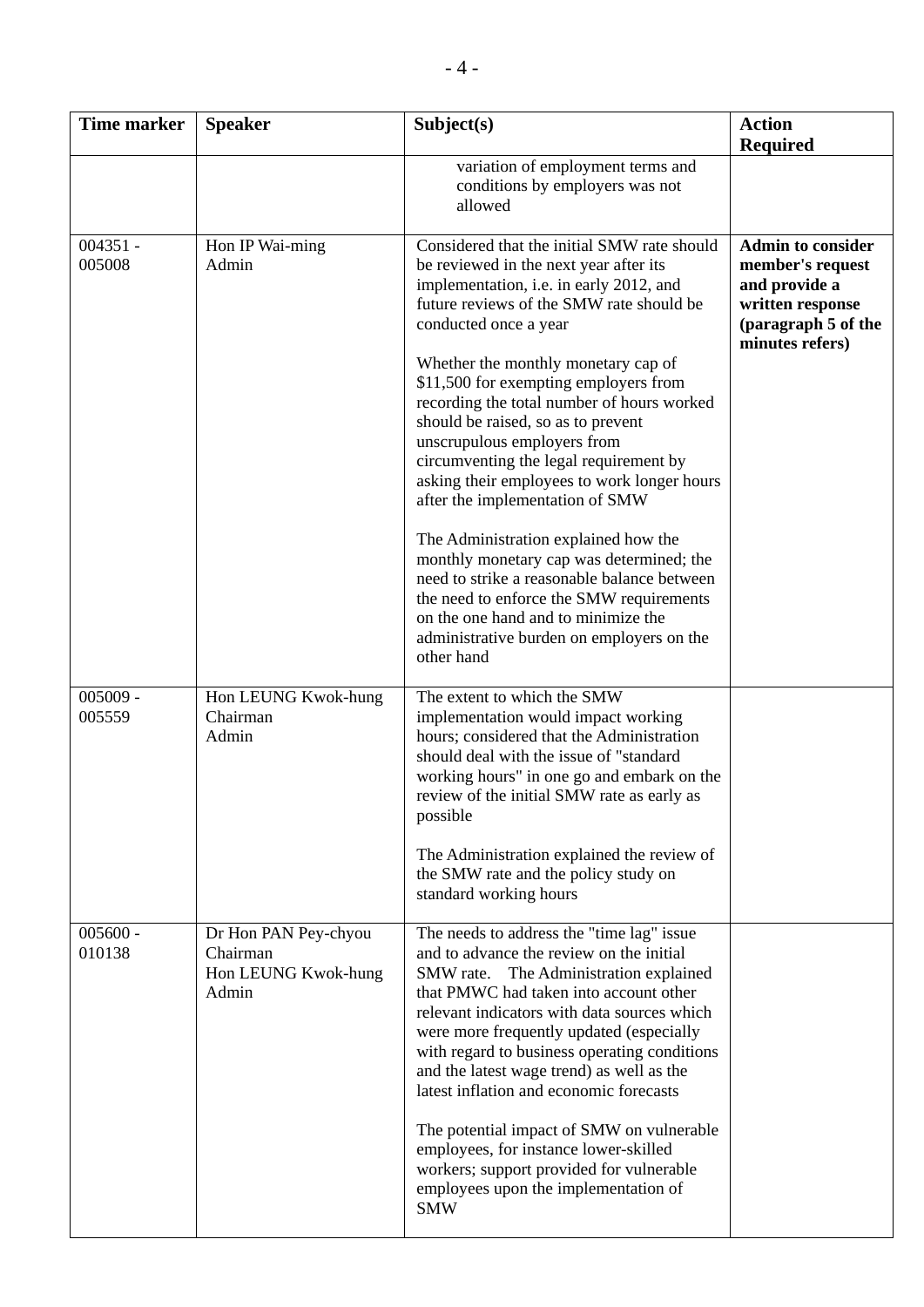| Time marker | Speaker | Subject(s) | Action Required |
|---|---|---|---|
| | | variation of employment terms and conditions by employers was not allowed | |
| 004351 - 005008 | Hon IP Wai-ming<br>Admin | Considered that the initial SMW rate should be reviewed in the next year after its implementation, i.e. in early 2012, and future reviews of the SMW rate should be conducted once a year<br><br>Whether the monthly monetary cap of $11,500 for exempting employers from recording the total number of hours worked should be raised, so as to prevent unscrupulous employers from circumventing the legal requirement by asking their employees to work longer hours after the implementation of SMW<br><br>The Administration explained how the monthly monetary cap was determined; the need to strike a reasonable balance between the need to enforce the SMW requirements on the one hand and to minimize the administrative burden on employers on the other hand | **Admin to consider member's request and provide a written response (paragraph 5 of the minutes refers)** |
| 005009 - 005559 | Hon LEUNG Kwok-hung<br>Chairman<br>Admin | The extent to which the SMW implementation would impact working hours; considered that the Administration should deal with the issue of "standard working hours" in one go and embark on the review of the initial SMW rate as early as possible<br><br>The Administration explained the review of the SMW rate and the policy study on standard working hours | |
| 005600 - 010138 | Dr Hon PAN Pey-chyou<br>Chairman<br>Hon LEUNG Kwok-hung<br>Admin | The needs to address the "time lag" issue and to advance the review on the initial SMW rate. The Administration explained that PMWC had taken into account other relevant indicators with data sources which were more frequently updated (especially with regard to business operating conditions and the latest wage trend) as well as the latest inflation and economic forecasts<br><br>The potential impact of SMW on vulnerable employees, for instance lower-skilled workers; support provided for vulnerable employees upon the implementation of SMW | |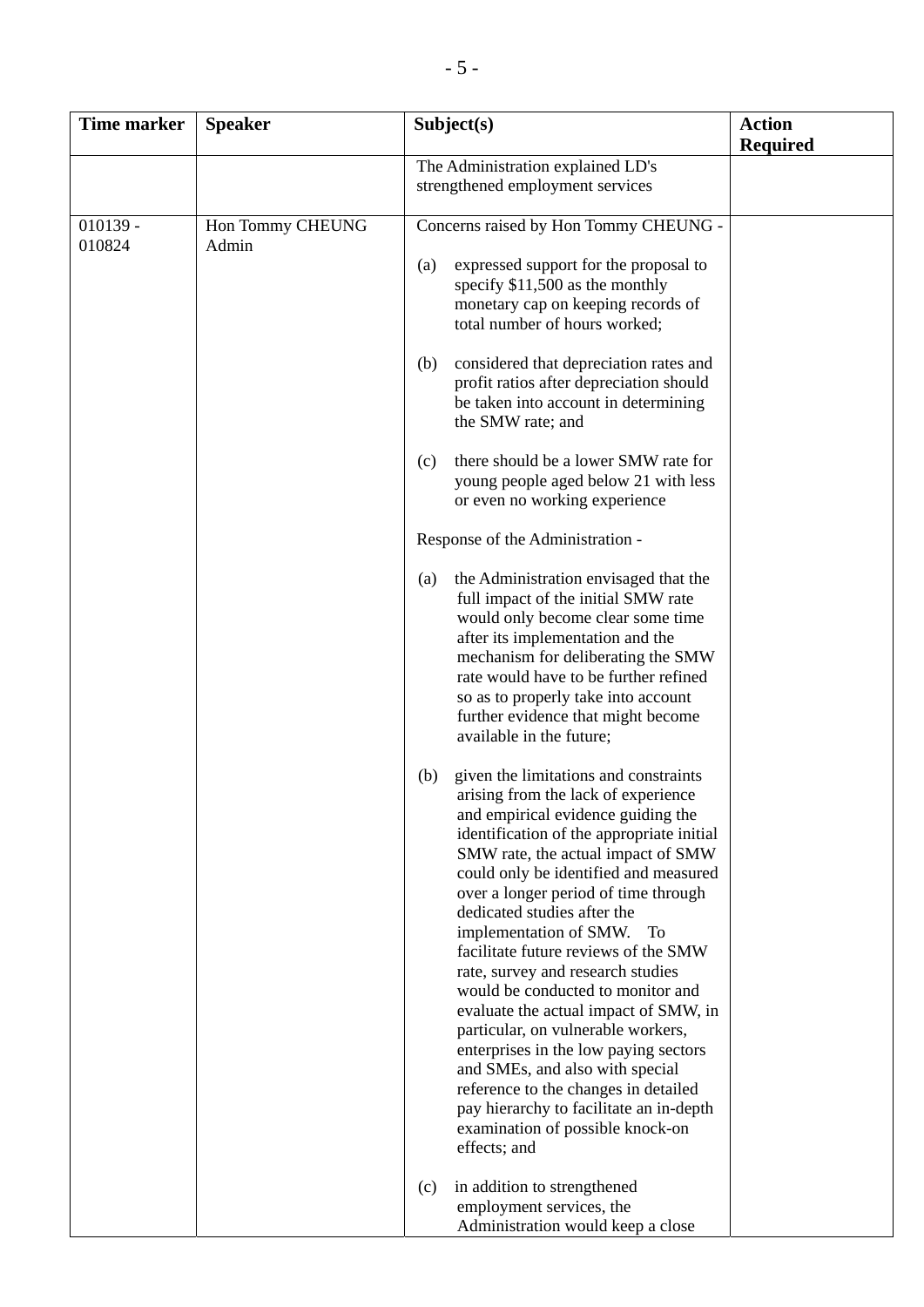| Time marker | Speaker | Subject(s) | Action Required |
|---|---|---|---|
| | | The Administration explained LD's strengthened employment services | |
| 010139 - 010824 | Hon Tommy CHEUNG<br>Admin | Concerns raised by Hon Tommy CHEUNG -<br><br>(a) expressed support for the proposal to specify $11,500 as the monthly monetary cap on keeping records of total number of hours worked;<br><br>(b) considered that depreciation rates and profit ratios after depreciation should be taken into account in determining the SMW rate; and<br><br>(c) there should be a lower SMW rate for young people aged below 21 with less or even no working experience<br><br>Response of the Administration -<br><br>(a) the Administration envisaged that the full impact of the initial SMW rate would only become clear some time after its implementation and the mechanism for deliberating the SMW rate would have to be further refined so as to properly take into account further evidence that might become available in the future;<br><br>(b) given the limitations and constraints arising from the lack of experience and empirical evidence guiding the identification of the appropriate initial SMW rate, the actual impact of SMW could only be identified and measured over a longer period of time through dedicated studies after the implementation of SMW. To facilitate future reviews of the SMW rate, survey and research studies would be conducted to monitor and evaluate the actual impact of SMW, in particular, on vulnerable workers, enterprises in the low paying sectors and SMEs, and also with special reference to the changes in detailed pay hierarchy to facilitate an in-depth examination of possible knock-on effects; and<br><br>(c) in addition to strengthened employment services, the Administration would keep a close | |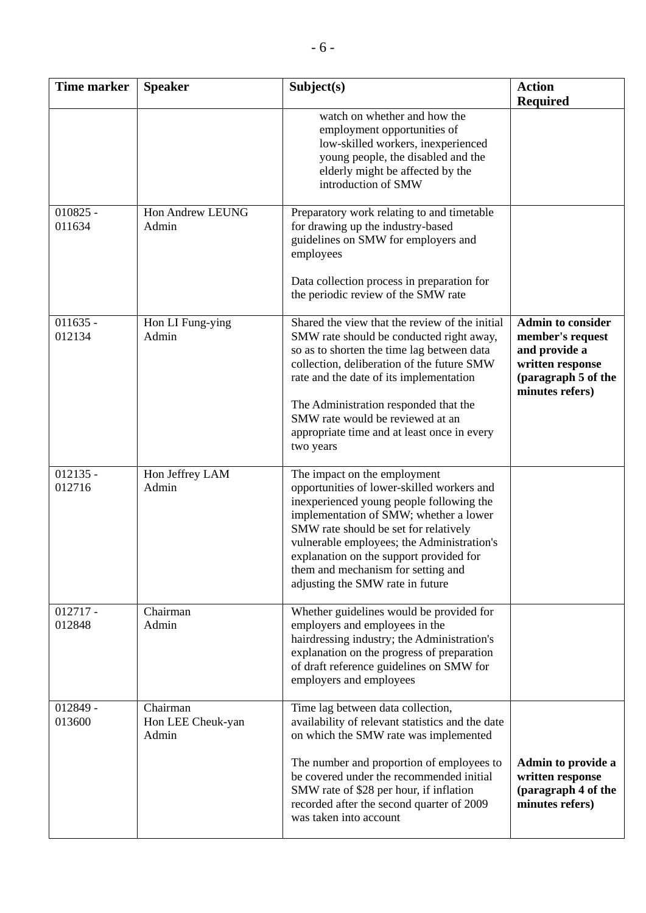| Time marker | Speaker | Subject(s) | Action Required |
|---|---|---|---|
| | | watch on whether and how the employment opportunities of low-skilled workers, inexperienced young people, the disabled and the elderly might be affected by the introduction of SMW | |
| 010825 - 011634 | Hon Andrew LEUNG<br>Admin | Preparatory work relating to and timetable for drawing up the industry-based guidelines on SMW for employers and employees<br><br>Data collection process in preparation for the periodic review of the SMW rate | |
| 011635 - 012134 | Hon LI Fung-ying<br>Admin | Shared the view that the review of the initial SMW rate should be conducted right away, so as to shorten the time lag between data collection, deliberation of the future SMW rate and the date of its implementation<br><br>The Administration responded that the SMW rate would be reviewed at an appropriate time and at least once in every two years | **Admin to consider member's request and provide a written response (paragraph 5 of the minutes refers)** |
| 012135 - 012716 | Hon Jeffrey LAM<br>Admin | The impact on the employment opportunities of lower-skilled workers and inexperienced young people following the implementation of SMW; whether a lower SMW rate should be set for relatively vulnerable employees; the Administration's explanation on the support provided for them and mechanism for setting and adjusting the SMW rate in future | |
| 012717 - 012848 | Chairman<br>Admin | Whether guidelines would be provided for employers and employees in the hairdressing industry; the Administration's explanation on the progress of preparation of draft reference guidelines on SMW for employers and employees | |
| 012849 - 013600 | Chairman<br>Hon LEE Cheuk-yan<br>Admin | Time lag between data collection, availability of relevant statistics and the date on which the SMW rate was implemented<br><br>The number and proportion of employees to be covered under the recommended initial SMW rate of $28 per hour, if inflation recorded after the second quarter of 2009 was taken into account | **Admin to provide a written response (paragraph 4 of the minutes refers)** |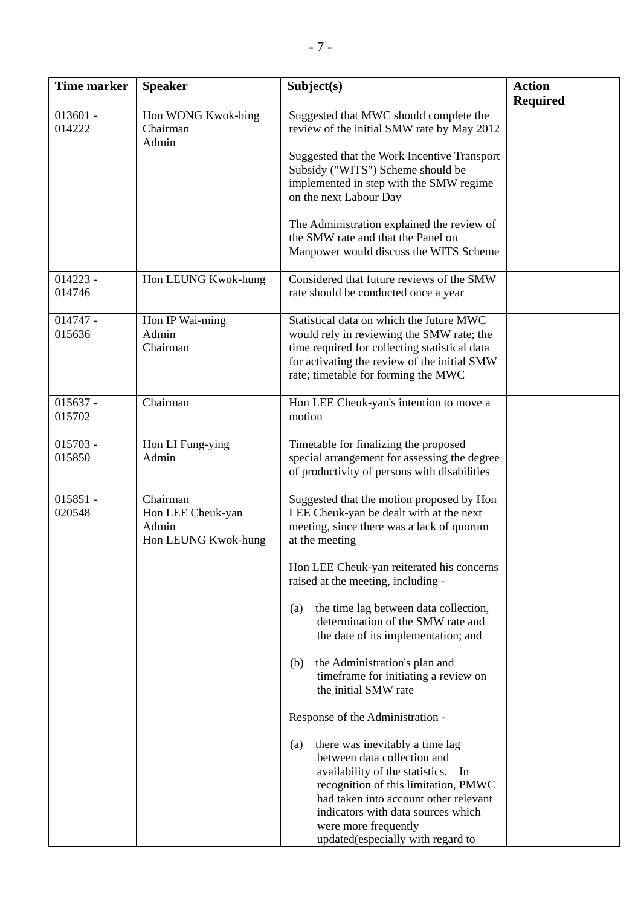| Time marker | Speaker | Subject(s) | Action Required |
|---|---|---|---|
| 013601 - 014222 | Hon WONG Kwok-hing<br>Chairman<br>Admin | Suggested that MWC should complete the review of the initial SMW rate by May 2012<br><br>Suggested that the Work Incentive Transport Subsidy ("WITS") Scheme should be implemented in step with the SMW regime on the next Labour Day<br><br>The Administration explained the review of the SMW rate and that the Panel on Manpower would discuss the WITS Scheme | |
| 014223 - 014746 | Hon LEUNG Kwok-hung | Considered that future reviews of the SMW rate should be conducted once a year | |
| 014747 - 015636 | Hon IP Wai-ming<br>Admin<br>Chairman | Statistical data on which the future MWC would rely in reviewing the SMW rate; the time required for collecting statistical data for activating the review of the initial SMW rate; timetable for forming the MWC | |
| 015637 - 015702 | Chairman | Hon LEE Cheuk-yan's intention to move a motion | |
| 015703 - 015850 | Hon LI Fung-ying<br>Admin | Timetable for finalizing the proposed special arrangement for assessing the degree of productivity of persons with disabilities | |
| 015851 - 020548 | Chairman<br>Hon LEE Cheuk-yan<br>Admin<br>Hon LEUNG Kwok-hung | Suggested that the motion proposed by Hon LEE Cheuk-yan be dealt with at the next meeting, since there was a lack of quorum at the meeting<br><br>Hon LEE Cheuk-yan reiterated his concerns raised at the meeting, including -<br><br>(a) the time lag between data collection, determination of the SMW rate and the date of its implementation; and<br><br>(b) the Administration's plan and timeframe for initiating a review on the initial SMW rate<br><br>Response of the Administration -<br><br>(a) there was inevitably a time lag between data collection and availability of the statistics. In recognition of this limitation, PMWC had taken into account other relevant indicators with data sources which were more frequently updated(especially with regard to | |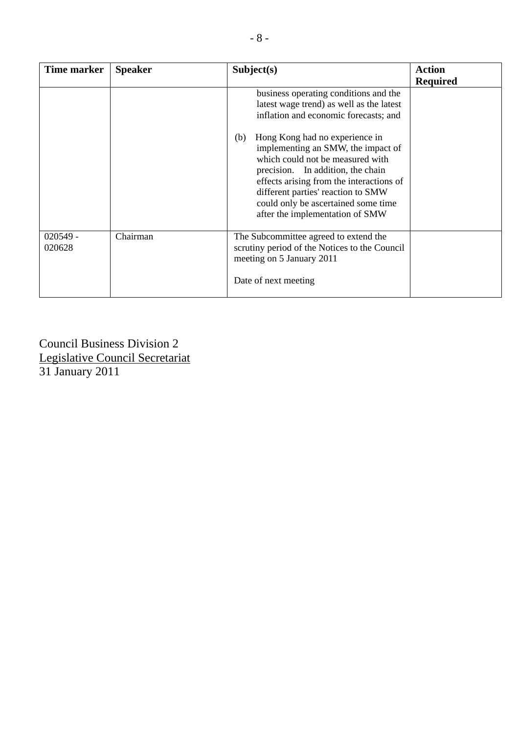| Time marker | Speaker | Subject(s) | Action Required |
|---|---|---|---|
| | | business operating conditions and the latest wage trend) as well as the latest inflation and economic forecasts; and<br><br>(b) Hong Kong had no experience in implementing an SMW, the impact of which could not be measured with precision. In addition, the chain effects arising from the interactions of different parties' reaction to SMW could only be ascertained some time after the implementation of SMW | |
| 020549 - 020628 | Chairman | The Subcommittee agreed to extend the scrutiny period of the Notices to the Council meeting on 5 January 2011<br><br>Date of next meeting | |

Council Business Division 2
Legislative Council Secretariat
31 January 2011